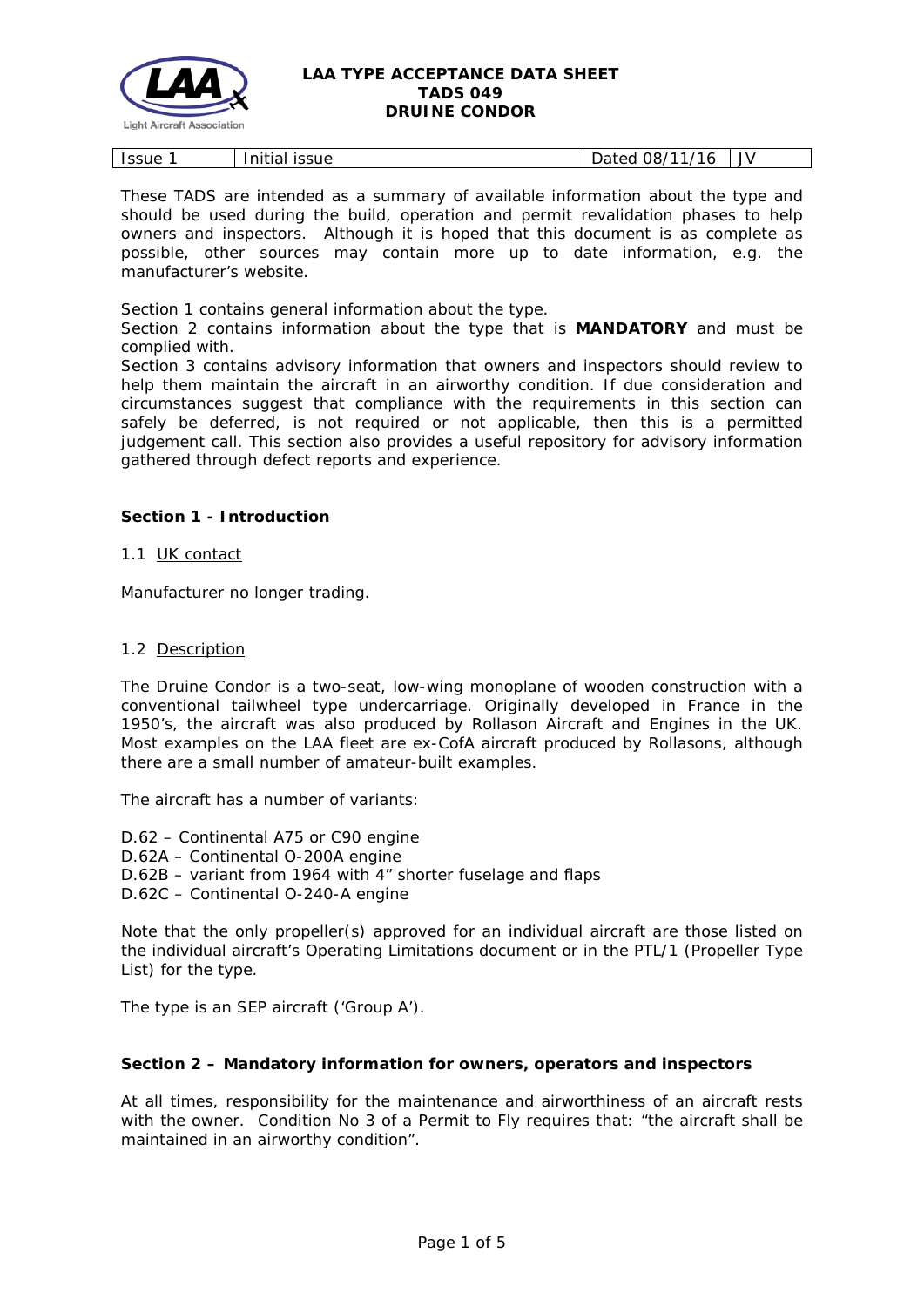# LAA TYPE ACCEPTANCE DATA SHEET
# TADS 049
# DRUINE CONDOR

| Issue 1 | Initial issue | Dated 08/11/16 | JV |
|---|---|---|---|

These TADS are intended as a summary of available information about the type and should be used during the build, operation and permit revalidation phases to help owners and inspectors. Although it is hoped that this document is as complete as possible, other sources may contain more up to date information, e.g. the manufacturer's website.

Section 1 contains general information about the type.
Section 2 contains information about the type that is **MANDATORY** and must be complied with.
Section 3 contains advisory information that owners and inspectors should review to help them maintain the aircraft in an airworthy condition. If due consideration and circumstances suggest that compliance with the requirements in this section can safely be deferred, is not required or not applicable, then this is a permitted judgement call. This section also provides a useful repository for advisory information gathered through defect reports and experience.

## Section 1 - Introduction

1.1 UK contact

Manufacturer no longer trading.

1.2 Description

The Druine Condor is a two-seat, low-wing monoplane of wooden construction with a conventional tailwheel type undercarriage. Originally developed in France in the 1950's, the aircraft was also produced by Rollason Aircraft and Engines in the UK. Most examples on the LAA fleet are ex-CofA aircraft produced by Rollasons, although there are a small number of amateur-built examples.

The aircraft has a number of variants:

D.62 – Continental A75 or C90 engine
D.62A – Continental O-200A engine
D.62B – variant from 1964 with 4" shorter fuselage and flaps
D.62C – Continental O-240-A engine

Note that the only propeller(s) approved for an individual aircraft are those listed on the individual aircraft's Operating Limitations document or in the PTL/1 (Propeller Type List) for the type.

The type is an SEP aircraft ('Group A').

## Section 2 – Mandatory information for owners, operators and inspectors

At all times, responsibility for the maintenance and airworthiness of an aircraft rests with the owner. Condition No 3 of a Permit to Fly requires that: "the aircraft shall be maintained in an airworthy condition".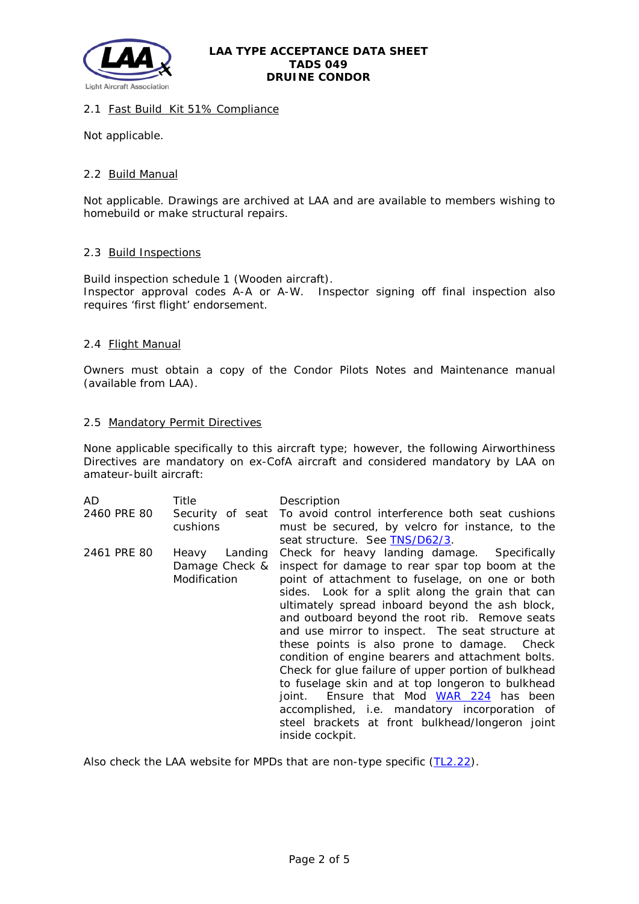### 2.1 Fast Build Kit 51% Compliance

Not applicable.

### 2.2 Build Manual

Not applicable. Drawings are archived at LAA and are available to members wishing to homebuild or make structural repairs.

### 2.3 Build Inspections

Build inspection schedule 1 (Wooden aircraft).
Inspector approval codes A-A or A-W. Inspector signing off final inspection also requires 'first flight' endorsement.

### 2.4 Flight Manual

Owners must obtain a copy of the Condor Pilots Notes and Maintenance manual (available from LAA).

### 2.5 Mandatory Permit Directives

None applicable specifically to this aircraft type; however, the following Airworthiness Directives are mandatory on ex-CofA aircraft and considered mandatory by LAA on amateur-built aircraft:

| AD | Title | Description |
|---|---|---|
| 2460 PRE 80 | Security of seat cushions | To avoid control interference both seat cushions must be secured, by velcro for instance, to the seat structure. See TNS/D62/3. |
| 2461 PRE 80 | Heavy Landing Damage Check & Modification | Check for heavy landing damage. Specifically inspect for damage to rear spar top boom at the point of attachment to fuselage, on one or both sides. Look for a split along the grain that can ultimately spread inboard beyond the ash block, and outboard beyond the root rib. Remove seats and use mirror to inspect. The seat structure at these points is also prone to damage. Check condition of engine bearers and attachment bolts. Check for glue failure of upper portion of bulkhead to fuselage skin and at top longeron to bulkhead joint. Ensure that Mod WAR 224 has been accomplished, i.e. mandatory incorporation of steel brackets at front bulkhead/longeron joint inside cockpit. |

Also check the LAA website for MPDs that are non-type specific (TL2.22).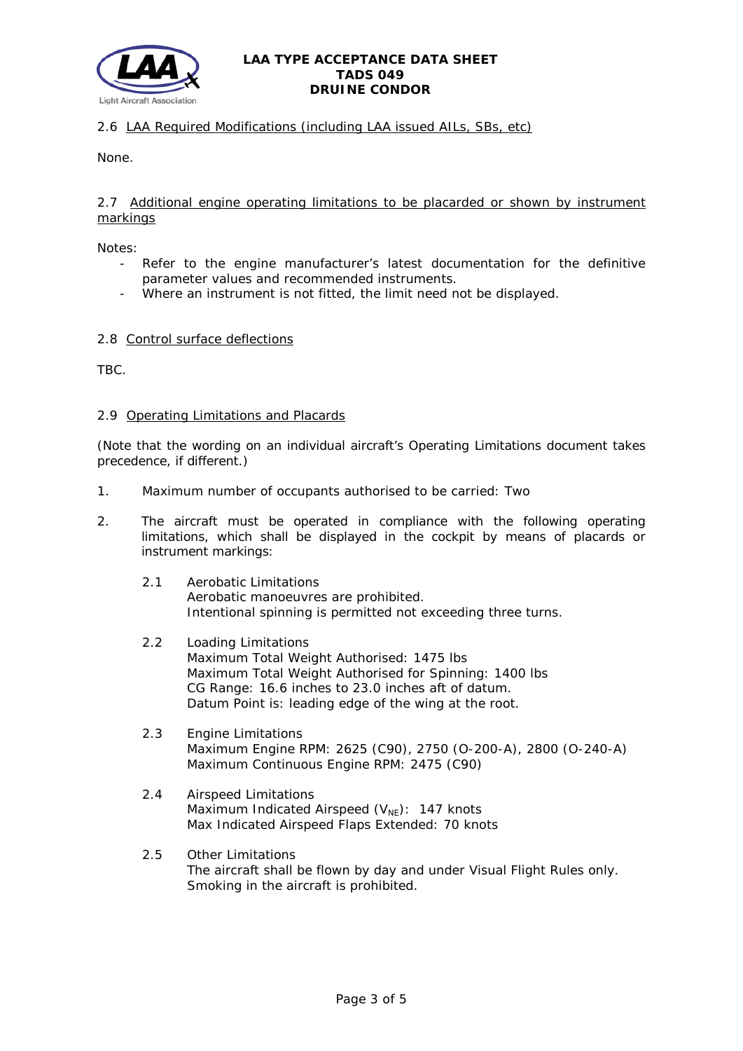### 2.6 LAA Required Modifications (including LAA issued AILs, SBs, etc)

None.

### 2.7 Additional engine operating limitations to be placarded or shown by instrument markings

Notes:

- Refer to the engine manufacturer's latest documentation for the definitive parameter values and recommended instruments.
- Where an instrument is not fitted, the limit need not be displayed.

### 2.8 Control surface deflections

TBC.

### 2.9 Operating Limitations and Placards

(Note that the wording on an individual aircraft's Operating Limitations document takes precedence, if different.)

1. Maximum number of occupants authorised to be carried: Two

2. The aircraft must be operated in compliance with the following operating limitations, which shall be displayed in the cockpit by means of placards or instrument markings:

   2.1 Aerobatic Limitations
   Aerobatic manoeuvres are prohibited.
   Intentional spinning is permitted not exceeding three turns.

   2.2 Loading Limitations
   Maximum Total Weight Authorised: 1475 lbs
   Maximum Total Weight Authorised for Spinning: 1400 lbs
   CG Range: 16.6 inches to 23.0 inches aft of datum.
   Datum Point is: leading edge of the wing at the root.

   2.3 Engine Limitations
   Maximum Engine RPM: 2625 (C90), 2750 (O-200-A), 2800 (O-240-A)
   Maximum Continuous Engine RPM: 2475 (C90)

   2.4 Airspeed Limitations
   Maximum Indicated Airspeed ($V_{NE}$): 147 knots
   Max Indicated Airspeed Flaps Extended: 70 knots

   2.5 Other Limitations
   The aircraft shall be flown by day and under Visual Flight Rules only.
   Smoking in the aircraft is prohibited.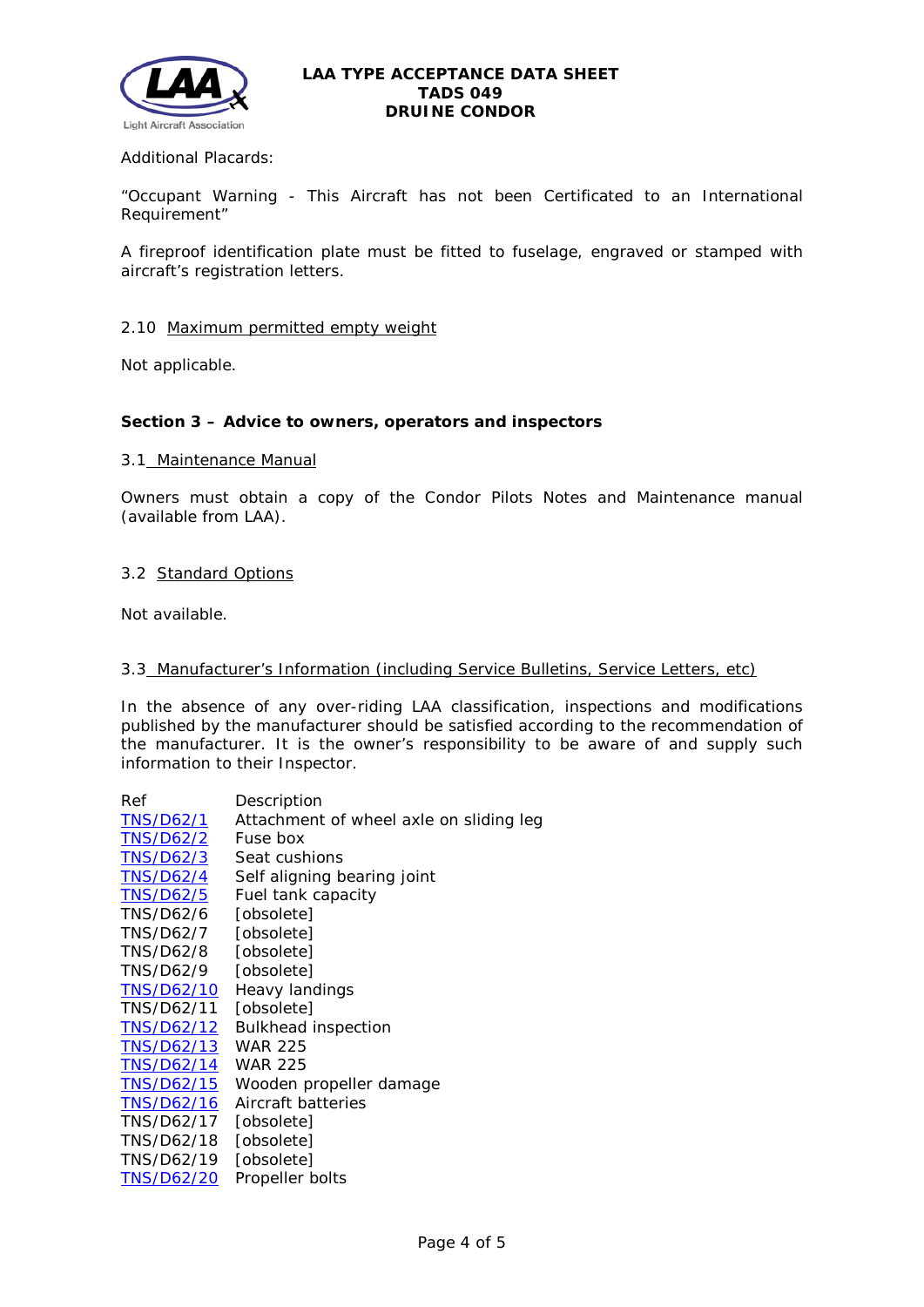Additional Placards:

“Occupant Warning - This Aircraft has not been Certificated to an International Requirement”

A fireproof identification plate must be fitted to fuselage, engraved or stamped with aircraft’s registration letters.

2.10 Maximum permitted empty weight

Not applicable.

**Section 3 – Advice to owners, operators and inspectors**

3.1 Maintenance Manual

Owners must obtain a copy of the Condor Pilots Notes and Maintenance manual (available from LAA).

3.2 Standard Options

Not available.

3.3 Manufacturer’s Information (including Service Bulletins, Service Letters, etc)

In the absence of any over-riding LAA classification, inspections and modifications published by the manufacturer should be satisfied according to the recommendation of the manufacturer. It is the owner’s responsibility to be aware of and supply such information to their Inspector.

| Ref | Description |
| --- | --- |
| TNS/D62/1 | Attachment of wheel axle on sliding leg |
| TNS/D62/2 | Fuse box |
| TNS/D62/3 | Seat cushions |
| TNS/D62/4 | Self aligning bearing joint |
| TNS/D62/5 | Fuel tank capacity |
| TNS/D62/6 | [obsolete] |
| TNS/D62/7 | [obsolete] |
| TNS/D62/8 | [obsolete] |
| TNS/D62/9 | [obsolete] |
| TNS/D62/10 | Heavy landings |
| TNS/D62/11 | [obsolete] |
| TNS/D62/12 | Bulkhead inspection |
| TNS/D62/13 | WAR 225 |
| TNS/D62/14 | WAR 225 |
| TNS/D62/15 | Wooden propeller damage |
| TNS/D62/16 | Aircraft batteries |
| TNS/D62/17 | [obsolete] |
| TNS/D62/18 | [obsolete] |
| TNS/D62/19 | [obsolete] |
| TNS/D62/20 | Propeller bolts |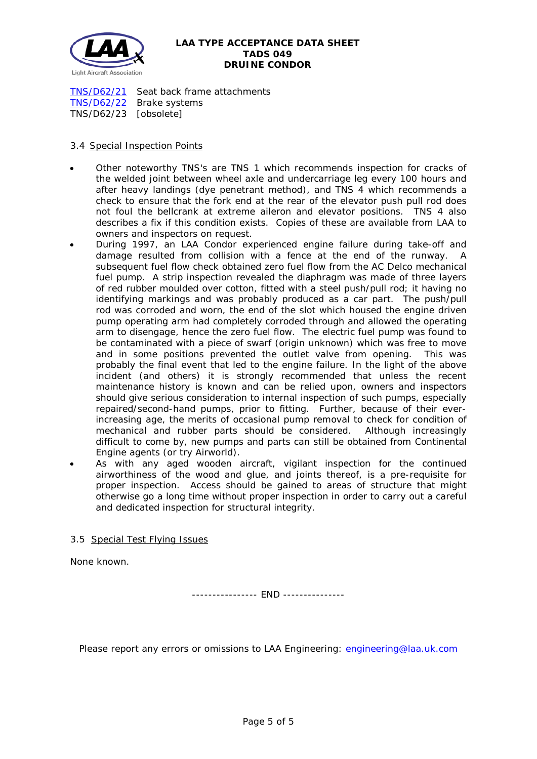TNS/D62/21 Seat back frame attachments
TNS/D62/22 Brake systems
TNS/D62/23 [obsolete]

### 3.4 Special Inspection Points

- Other noteworthy TNS's are TNS 1 which recommends inspection for cracks of the welded joint between wheel axle and undercarriage leg every 100 hours and after heavy landings (dye penetrant method), and TNS 4 which recommends a check to ensure that the fork end at the rear of the elevator push pull rod does not foul the bellcrank at extreme aileron and elevator positions. TNS 4 also describes a fix if this condition exists. Copies of these are available from LAA to owners and inspectors on request.
- During 1997, an LAA Condor experienced engine failure during take-off and damage resulted from collision with a fence at the end of the runway. A subsequent fuel flow check obtained zero fuel flow from the AC Delco mechanical fuel pump. A strip inspection revealed the diaphragm was made of three layers of red rubber moulded over cotton, fitted with a steel push/pull rod; it having no identifying markings and was probably produced as a car part. The push/pull rod was corroded and worn, the end of the slot which housed the engine driven pump operating arm had completely corroded through and allowed the operating arm to disengage, hence the zero fuel flow. The electric fuel pump was found to be contaminated with a piece of swarf (origin unknown) which was free to move and in some positions prevented the outlet valve from opening. This was probably the final event that led to the engine failure. In the light of the above incident (and others) it is strongly recommended that unless the recent maintenance history is known and can be relied upon, owners and inspectors should give serious consideration to internal inspection of such pumps, especially repaired/second-hand pumps, prior to fitting. Further, because of their ever-increasing age, the merits of occasional pump removal to check for condition of mechanical and rubber parts should be considered. Although increasingly difficult to come by, new pumps and parts can still be obtained from Continental Engine agents (or try Airworld).
- As with any aged wooden aircraft, vigilant inspection for the continued airworthiness of the wood and glue, and joints thereof, is a pre-requisite for proper inspection. Access should be gained to areas of structure that might otherwise go a long time without proper inspection in order to carry out a careful and dedicated inspection for structural integrity.

### 3.5 Special Test Flying Issues

None known.

---------------- END ---------------

Please report any errors or omissions to LAA Engineering: engineering@laa.uk.com